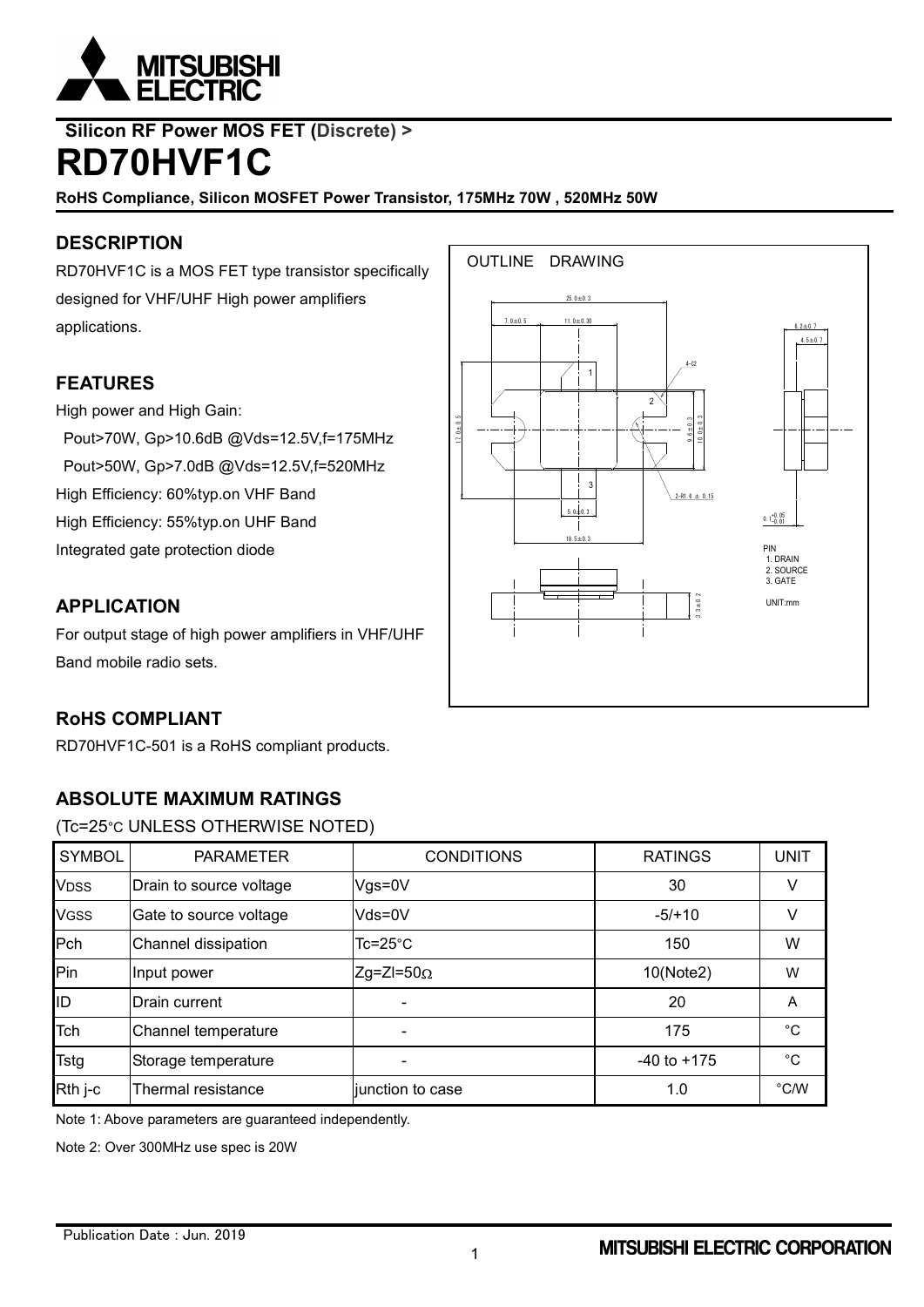**Silicon RF Power MOS FET (Discrete) >**

# RD70HVF1C

**RoHS Compliance, Silicon MOSFET Power Transistor, 175MHz 70W , 520MHz 50W**

## DESCRIPTION

RD70HVF1C is a MOS FET type transistor specifically designed for VHF/UHF High power amplifiers applications.

## FEATURES

High power and High Gain:

Pout>70W, Gp>10.6dB @Vds=12.5V,f=175MHz

Pout>50W, Gp>7.0dB @Vds=12.5V,f=520MHz

High Efficiency: 60%typ.on VHF Band

High Efficiency: 55%typ.on UHF Band

Integrated gate protection diode

## APPLICATION

For output stage of high power amplifiers in VHF/UHF Band mobile radio sets.

## RoHS COMPLIANT

RD70HVF1C-501 is a RoHS compliant products.

OUTLINE DRAWING

PIN
1. DRAIN
2. SOURCE
3. GATE

UNIT:mm

## ABSOLUTE MAXIMUM RATINGS

(Tc=25°C UNLESS OTHERWISE NOTED)

| SYMBOL | PARAMETER | CONDITIONS | RATINGS | UNIT |
|---|---|---|---|---|
| $V_{DSS}$ | Drain to source voltage | Vgs=0V | 30 | V |
| $V_{GSS}$ | Gate to source voltage | Vds=0V | -5/+10 | V |
| Pch | Channel dissipation | Tc=25°C | 150 | W |
| Pin | Input power | Zg=Zl=50Ω | 10(Note2) | W |
| ID | Drain current | - | 20 | A |
| Tch | Channel temperature | - | 175 | °C |
| Tstg | Storage temperature | - | -40 to +175 | °C |
| Rth j-c | Thermal resistance | junction to case | 1.0 | °C/W |

Note 1: Above parameters are guaranteed independently.

Note 2: Over 300MHz use spec is 20W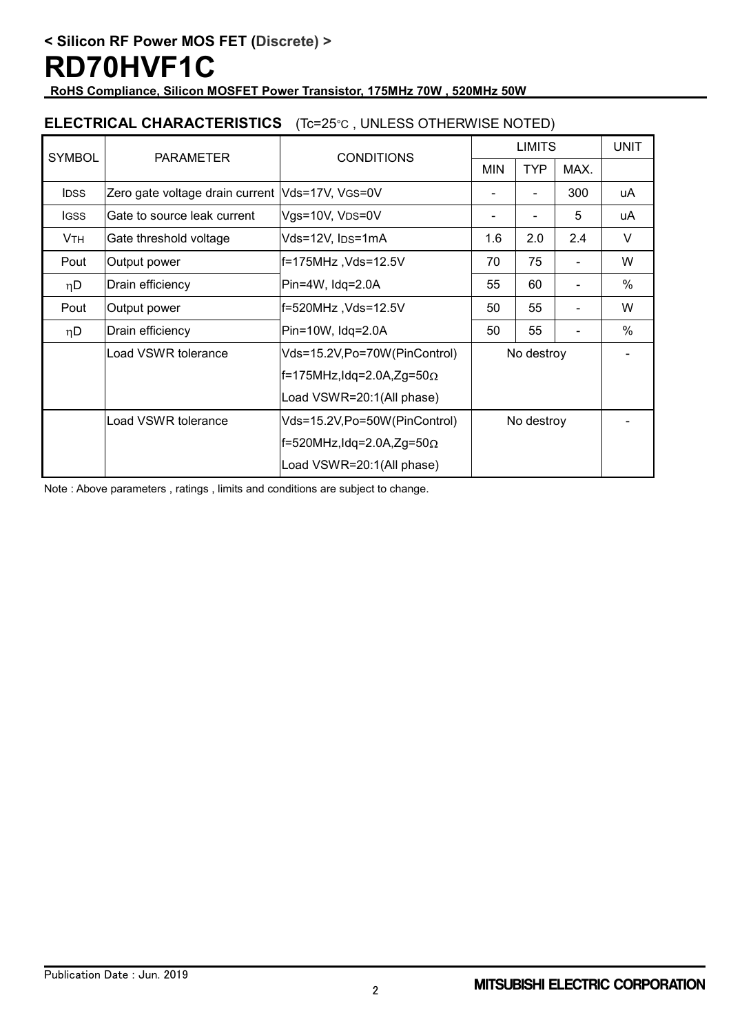< Silicon RF Power MOS FET (Discrete) >

# RD70HVF1C

**RoHS Compliance, Silicon MOSFET Power Transistor, 175MHz 70W , 520MHz 50W**

## ELECTRICAL CHARACTERISTICS (Tc=25°C , UNLESS OTHERWISE NOTED)

| SYMBOL | PARAMETER | CONDITIONS | LIMITS | | | UNIT |
|---|---|---|---|---|---|---|
| | | | MIN | TYP | MAX. | |
| $I_{DSS}$ | Zero gate voltage drain current | Vds=17V, $V_{GS}$=0V | - | - | 300 | uA |
| $I_{GSS}$ | Gate to source leak current | Vgs=10V, $V_{DS}$=0V | - | - | 5 | uA |
| $V_{TH}$ | Gate threshold voltage | Vds=12V, $I_{DS}$=1mA | 1.6 | 2.0 | 2.4 | V |
| Pout | Output power | f=175MHz ,Vds=12.5V | 70 | 75 | - | W |
| $\eta$D | Drain efficiency | Pin=4W, Idq=2.0A | 55 | 60 | - | % |
| Pout | Output power | f=520MHz ,Vds=12.5V | 50 | 55 | - | W |
| $\eta$D | Drain efficiency | Pin=10W, Idq=2.0A | 50 | 55 | - | % |
| | Load VSWR tolerance | Vds=15.2V,Po=70W(PinControl) f=175MHz,Idq=2.0A,Zg=50Ω Load VSWR=20:1(All phase) | No destroy | | | - |
| | Load VSWR tolerance | Vds=15.2V,Po=50W(PinControl) f=520MHz,Idq=2.0A,Zg=50Ω Load VSWR=20:1(All phase) | No destroy | | | - |

Note : Above parameters , ratings , limits and conditions are subject to change.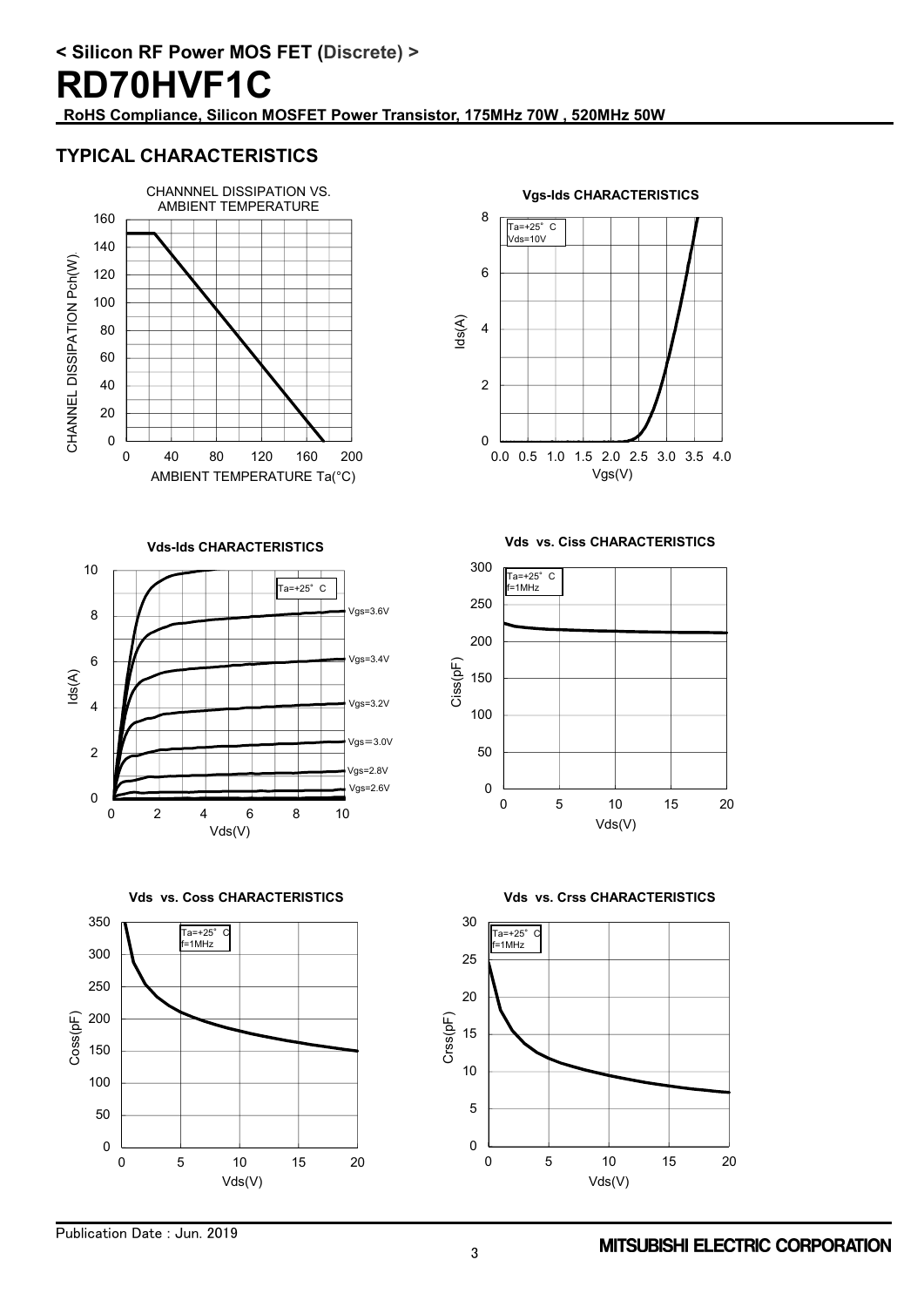## TYPICAL CHARACTERISTICS

**CHANNNEL DISSIPATION VS. AMBIENT TEMPERATURE**

CHANNEL DISSIPATION Pch(W)

AMBIENT TEMPERATURE Ta(°C)

**Vgs-Ids CHARACTERISTICS**

Ta=+25°C
Vds=10V

Ids(A)

Vgs(V)

**Vds-Ids CHARACTERISTICS**

Ta=+25°C

Vgs=3.6V
Vgs=3.4V
Vgs=3.2V
Vgs=3.0V
Vgs=2.8V
Vgs=2.6V

Ids(A)

Vds(V)

**Vds vs. Ciss CHARACTERISTICS**

Ta=+25°C
f=1MHz

Ciss(pF)

Vds(V)

**Vds vs. Coss CHARACTERISTICS**

Ta=+25°C
f=1MHz

Coss(pF)

Vds(V)

**Vds vs. Crss CHARACTERISTICS**

Ta=+25°C
f=1MHz

Crss(pF)

Vds(V)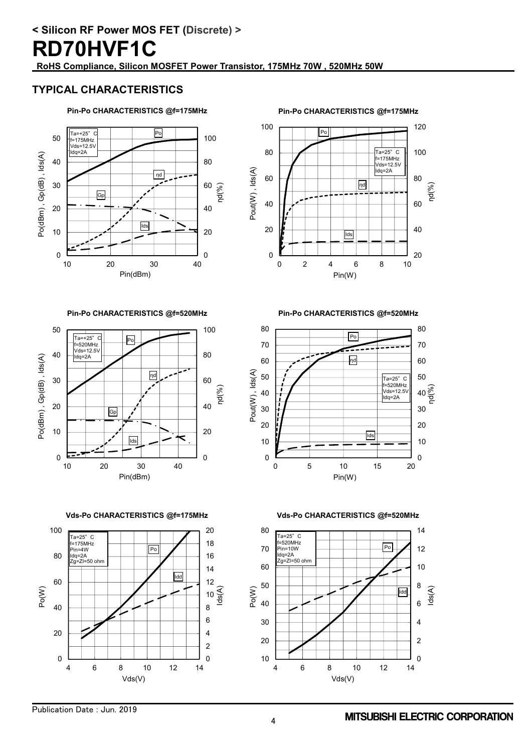## TYPICAL CHARACTERISTICS

**Pin-Po CHARACTERISTICS @f=175MHz**

Ta=+25°C
f=175MHz
Vds=12.5V
Idq=2A

Po(dBm) , Gp(dB) , Ids(A) — ηd(%) — Pin(dBm)

Po, ηd, Gp, Ids

**Pin-Po CHARACTERISTICS @f=175MHz**

Ta=25°C
f=175MHz
Vds=12.5V
Idq=2A

Pout(W) , Ids(A) — ηd(%) — Pin(W)

Po, ηd, Ids

**Pin-Po CHARACTERISTICS @f=520MHz**

Ta=+25°C
f=520MHz
Vds=12.5V
Idq=2A

Po(dBm) , Gp(dB) , Ids(A) — ηd(%) — Pin(dBm)

Po, ηd, Gp, Ids

**Pin-Po CHARACTERISTICS @f=520MHz**

Ta=25°C
f=520MHz
Vds=12.5V
Idq=2A

Pout(W) , Ids(A) — ηd(%) — Pin(W)

Po, ηd, Ids

**Vds-Po CHARACTERISTICS @f=175MHz**

Ta=25°C
f=175MHz
Pin=4W
Idq=2A
Zg=Zl=50 ohm

Po(W) — Ids(A) — Vds(V)

Po, Idd

**Vds-Po CHARACTERISTICS @f=520MHz**

Ta=25°C
f=520MHz
Pin=10W
Idq=2A
Zg=Zl=50 ohm

Po(W) — Ids(A) — Vds(V)

Po, Idd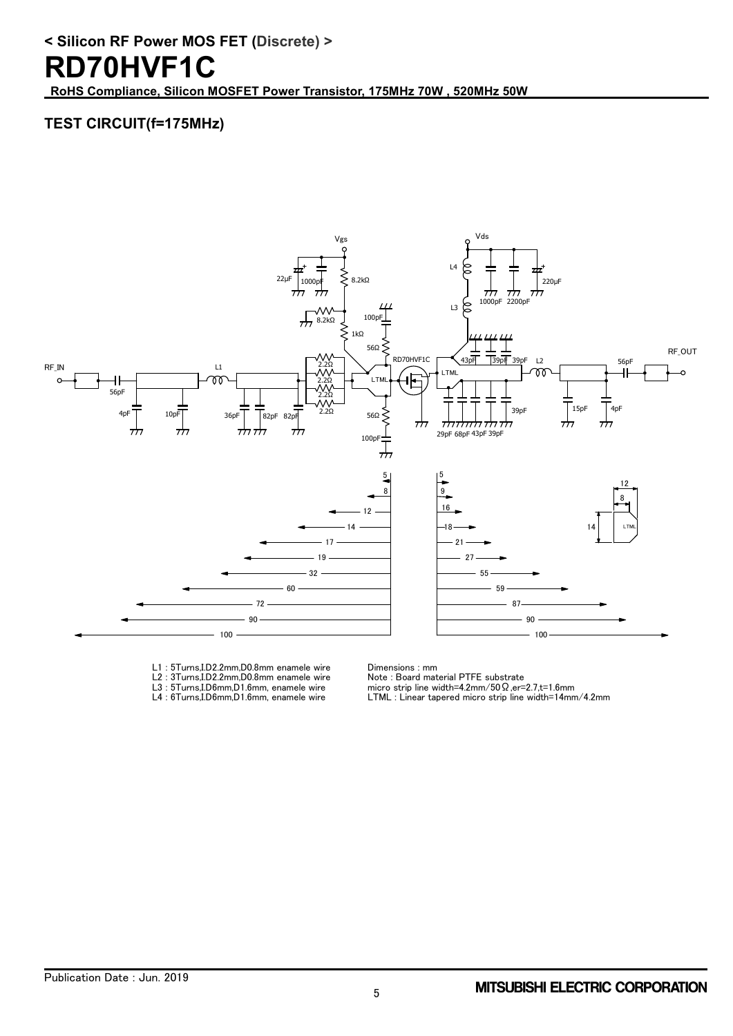< Silicon RF Power MOS FET (Discrete) >

# RD70HVF1C

**RoHS Compliance, Silicon MOSFET Power Transistor, 175MHz 70W , 520MHz 50W**

## TEST CIRCUIT(f=175MHz)

L1 : 5Turns,I.D2.2mm,D0.8mm enamele wire
L2 : 3Turns,I.D2.2mm,D0.8mm enamele wire
L3 : 5Turns,I.D6mm,D1.6mm, enamele wire
L4 : 6Turns,I.D6mm,D1.6mm, enamele wire

Dimensions : mm
Note : Board material PTFE substrate
micro strip line width=4.2mm/50Ω,er=2.7,t=1.6mm
LTML : Linear tapered micro strip line width=14mm/4.2mm

Publication Date : Jun. 2019

MITSUBISHI ELECTRIC CORPORATION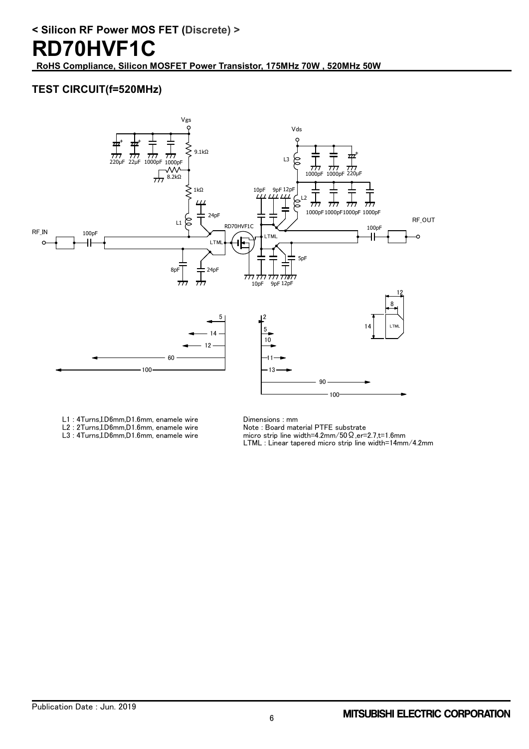## < Silicon RF Power MOS FET (Discrete) >

# RD70HVF1C

**RoHS Compliance, Silicon MOSFET Power Transistor, 175MHz 70W , 520MHz 50W**

## TEST CIRCUIT(f=520MHz)

L1 : 4Turns,I.D6mm,D1.6mm, enamele wire
L2 : 2Turns,I.D6mm,D1.6mm, enamele wire
L3 : 4Turns,I.D6mm,D1.6mm, enamele wire

Dimensions : mm
Note : Board material PTFE substrate
micro strip line width=4.2mm/50Ω,er=2.7,t=1.6mm
LTML : Linear tapered micro strip line width=14mm/4.2mm

Publication Date : Jun. 2019

MITSUBISHI ELECTRIC CORPORATION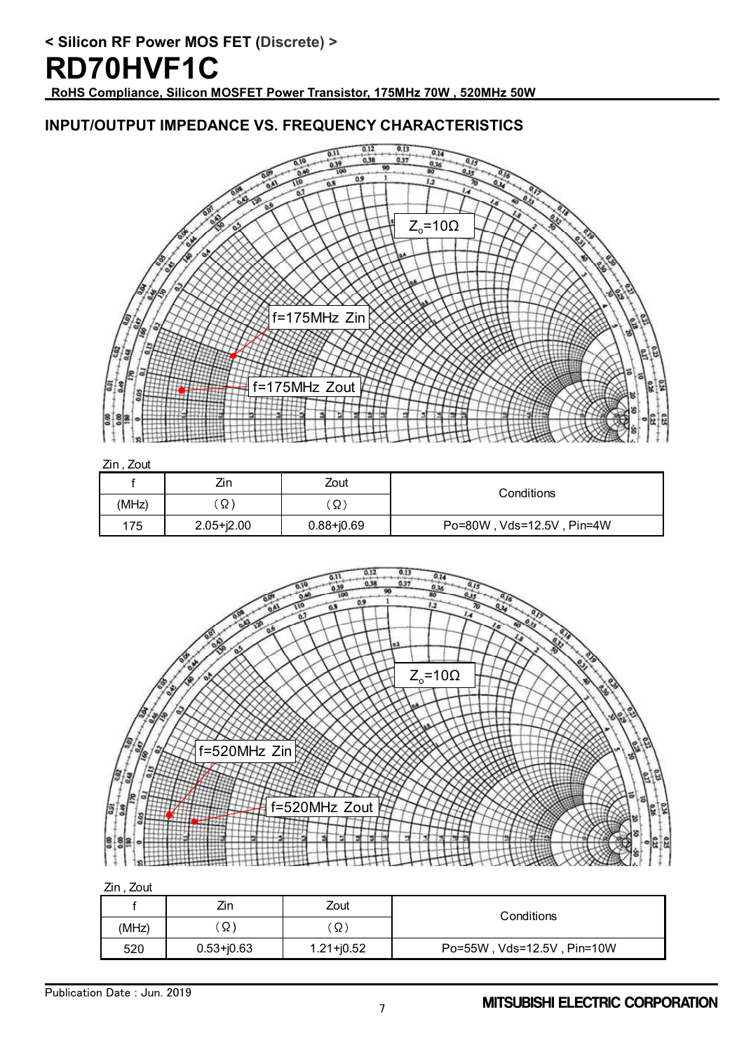< Silicon RF Power MOS FET (Discrete) >

# RD70HVF1C

**RoHS Compliance, Silicon MOSFET Power Transistor, 175MHz 70W , 520MHz 50W**

## INPUT/OUTPUT IMPEDANCE VS. FREQUENCY CHARACTERISTICS

Zin , Zout

| f | Zin | Zout | Conditions |
|---|---|---|---|
| (MHz) | (Ω) | (Ω) | |
| 175 | 2.05+j2.00 | 0.88+j0.69 | Po=80W , Vds=12.5V , Pin=4W |

Zin , Zout

| f | Zin | Zout | Conditions |
|---|---|---|---|
| (MHz) | (Ω) | (Ω) | |
| 520 | 0.53+j0.63 | 1.21+j0.52 | Po=55W , Vds=12.5V , Pin=10W |

Publication Date : Jun. 2019

MITSUBISHI ELECTRIC CORPORATION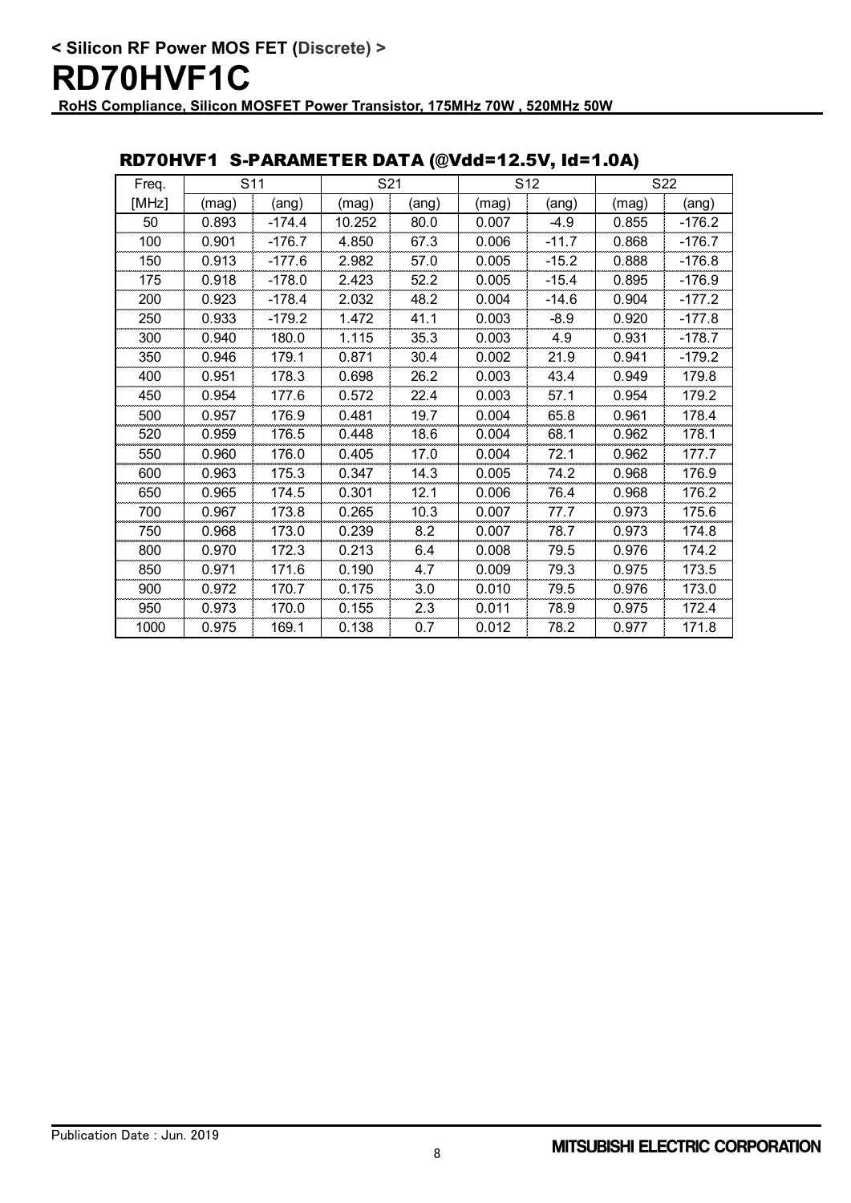## < Silicon RF Power MOS FET (Discrete) >

# RD70HVF1C

**RoHS Compliance, Silicon MOSFET Power Transistor, 175MHz 70W , 520MHz 50W**

### RD70HVF1 S-PARAMETER DATA (@Vdd=12.5V, Id=1.0A)

| Freq. | S11 | | S21 | | S12 | | S22 | |
|---|---|---|---|---|---|---|---|---|
| [MHz] | (mag) | (ang) | (mag) | (ang) | (mag) | (ang) | (mag) | (ang) |
| 50 | 0.893 | -174.4 | 10.252 | 80.0 | 0.007 | -4.9 | 0.855 | -176.2 |
| 100 | 0.901 | -176.7 | 4.850 | 67.3 | 0.006 | -11.7 | 0.868 | -176.7 |
| 150 | 0.913 | -177.6 | 2.982 | 57.0 | 0.005 | -15.2 | 0.888 | -176.8 |
| 175 | 0.918 | -178.0 | 2.423 | 52.2 | 0.005 | -15.4 | 0.895 | -176.9 |
| 200 | 0.923 | -178.4 | 2.032 | 48.2 | 0.004 | -14.6 | 0.904 | -177.2 |
| 250 | 0.933 | -179.2 | 1.472 | 41.1 | 0.003 | -8.9 | 0.920 | -177.8 |
| 300 | 0.940 | 180.0 | 1.115 | 35.3 | 0.003 | 4.9 | 0.931 | -178.7 |
| 350 | 0.946 | 179.1 | 0.871 | 30.4 | 0.002 | 21.9 | 0.941 | -179.2 |
| 400 | 0.951 | 178.3 | 0.698 | 26.2 | 0.003 | 43.4 | 0.949 | 179.8 |
| 450 | 0.954 | 177.6 | 0.572 | 22.4 | 0.003 | 57.1 | 0.954 | 179.2 |
| 500 | 0.957 | 176.9 | 0.481 | 19.7 | 0.004 | 65.8 | 0.961 | 178.4 |
| 520 | 0.959 | 176.5 | 0.448 | 18.6 | 0.004 | 68.1 | 0.962 | 178.1 |
| 550 | 0.960 | 176.0 | 0.405 | 17.0 | 0.004 | 72.1 | 0.962 | 177.7 |
| 600 | 0.963 | 175.3 | 0.347 | 14.3 | 0.005 | 74.2 | 0.968 | 176.9 |
| 650 | 0.965 | 174.5 | 0.301 | 12.1 | 0.006 | 76.4 | 0.968 | 176.2 |
| 700 | 0.967 | 173.8 | 0.265 | 10.3 | 0.007 | 77.7 | 0.973 | 175.6 |
| 750 | 0.968 | 173.0 | 0.239 | 8.2 | 0.007 | 78.7 | 0.973 | 174.8 |
| 800 | 0.970 | 172.3 | 0.213 | 6.4 | 0.008 | 79.5 | 0.976 | 174.2 |
| 850 | 0.971 | 171.6 | 0.190 | 4.7 | 0.009 | 79.3 | 0.975 | 173.5 |
| 900 | 0.972 | 170.7 | 0.175 | 3.0 | 0.010 | 79.5 | 0.976 | 173.0 |
| 950 | 0.973 | 170.0 | 0.155 | 2.3 | 0.011 | 78.9 | 0.975 | 172.4 |
| 1000 | 0.975 | 169.1 | 0.138 | 0.7 | 0.012 | 78.2 | 0.977 | 171.8 |

Publication Date : Jun. 2019

MITSUBISHI ELECTRIC CORPORATION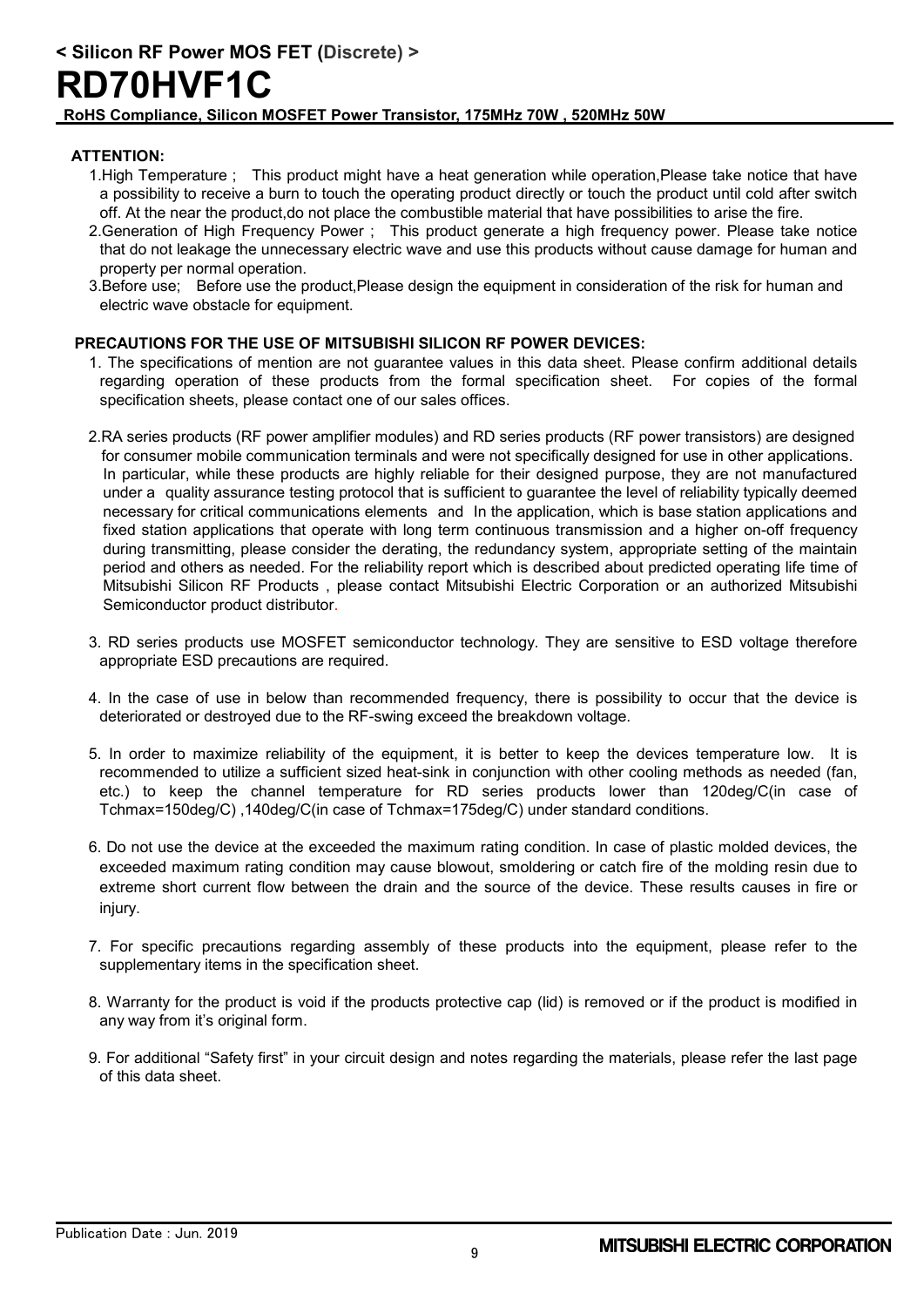## ATTENTION:

1. High Temperature ; This product might have a heat generation while operation,Please take notice that have a possibility to receive a burn to touch the operating product directly or touch the product until cold after switch off. At the near the product,do not place the combustible material that have possibilities to arise the fire.
2. Generation of High Frequency Power ; This product generate a high frequency power. Please take notice that do not leakage the unnecessary electric wave and use this products without cause damage for human and property per normal operation.
3. Before use; Before use the product,Please design the equipment in consideration of the risk for human and electric wave obstacle for equipment.

## PRECAUTIONS FOR THE USE OF MITSUBISHI SILICON RF POWER DEVICES:

1. The specifications of mention are not guarantee values in this data sheet. Please confirm additional details regarding operation of these products from the formal specification sheet. For copies of the formal specification sheets, please contact one of our sales offices.

2. RA series products (RF power amplifier modules) and RD series products (RF power transistors) are designed for consumer mobile communication terminals and were not specifically designed for use in other applications. In particular, while these products are highly reliable for their designed purpose, they are not manufactured under a quality assurance testing protocol that is sufficient to guarantee the level of reliability typically deemed necessary for critical communications elements and In the application, which is base station applications and fixed station applications that operate with long term continuous transmission and a higher on-off frequency during transmitting, please consider the derating, the redundancy system, appropriate setting of the maintain period and others as needed. For the reliability report which is described about predicted operating life time of Mitsubishi Silicon RF Products , please contact Mitsubishi Electric Corporation or an authorized Mitsubishi Semiconductor product distributor.

3. RD series products use MOSFET semiconductor technology. They are sensitive to ESD voltage therefore appropriate ESD precautions are required.

4. In the case of use in below than recommended frequency, there is possibility to occur that the device is deteriorated or destroyed due to the RF-swing exceed the breakdown voltage.

5. In order to maximize reliability of the equipment, it is better to keep the devices temperature low. It is recommended to utilize a sufficient sized heat-sink in conjunction with other cooling methods as needed (fan, etc.) to keep the channel temperature for RD series products lower than 120deg/C(in case of Tchmax=150deg/C) ,140deg/C(in case of Tchmax=175deg/C) under standard conditions.

6. Do not use the device at the exceeded the maximum rating condition. In case of plastic molded devices, the exceeded maximum rating condition may cause blowout, smoldering or catch fire of the molding resin due to extreme short current flow between the drain and the source of the device. These results causes in fire or injury.

7. For specific precautions regarding assembly of these products into the equipment, please refer to the supplementary items in the specification sheet.

8. Warranty for the product is void if the products protective cap (lid) is removed or if the product is modified in any way from it's original form.

9. For additional "Safety first" in your circuit design and notes regarding the materials, please refer the last page of this data sheet.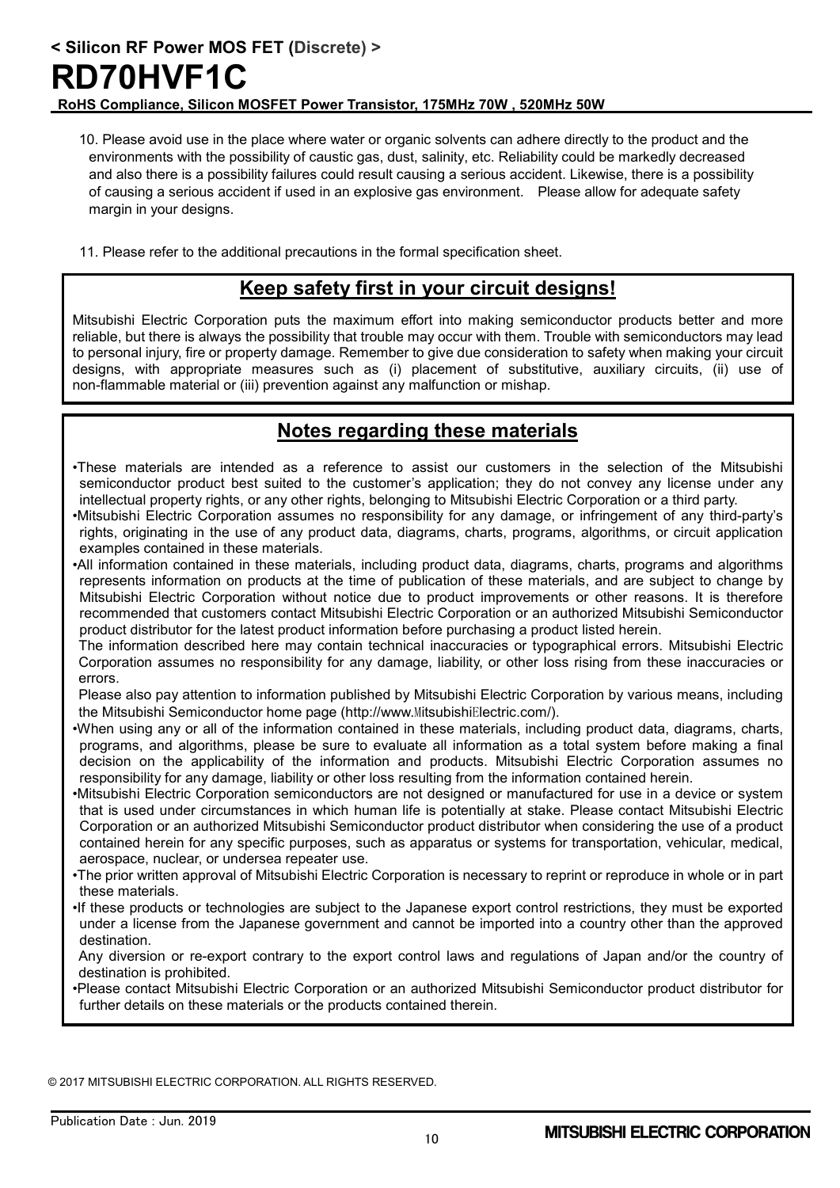10. Please avoid use in the place where water or organic solvents can adhere directly to the product and the environments with the possibility of caustic gas, dust, salinity, etc. Reliability could be markedly decreased and also there is a possibility failures could result causing a serious accident. Likewise, there is a possibility of causing a serious accident if used in an explosive gas environment. Please allow for adequate safety margin in your designs.

11. Please refer to the additional precautions in the formal specification sheet.

## Keep safety first in your circuit designs!

Mitsubishi Electric Corporation puts the maximum effort into making semiconductor products better and more reliable, but there is always the possibility that trouble may occur with them. Trouble with semiconductors may lead to personal injury, fire or property damage. Remember to give due consideration to safety when making your circuit designs, with appropriate measures such as (i) placement of substitutive, auxiliary circuits, (ii) use of non-flammable material or (iii) prevention against any malfunction or mishap.

## Notes regarding these materials

•These materials are intended as a reference to assist our customers in the selection of the Mitsubishi semiconductor product best suited to the customer's application; they do not convey any license under any intellectual property rights, or any other rights, belonging to Mitsubishi Electric Corporation or a third party.

•Mitsubishi Electric Corporation assumes no responsibility for any damage, or infringement of any third-party's rights, originating in the use of any product data, diagrams, charts, programs, algorithms, or circuit application examples contained in these materials.

•All information contained in these materials, including product data, diagrams, charts, programs and algorithms represents information on products at the time of publication of these materials, and are subject to change by Mitsubishi Electric Corporation without notice due to product improvements or other reasons. It is therefore recommended that customers contact Mitsubishi Electric Corporation or an authorized Mitsubishi Semiconductor product distributor for the latest product information before purchasing a product listed herein.
The information described here may contain technical inaccuracies or typographical errors. Mitsubishi Electric Corporation assumes no responsibility for any damage, liability, or other loss rising from these inaccuracies or errors.
Please also pay attention to information published by Mitsubishi Electric Corporation by various means, including the Mitsubishi Semiconductor home page (http://www.MitsubishiElectric.com/).

•When using any or all of the information contained in these materials, including product data, diagrams, charts, programs, and algorithms, please be sure to evaluate all information as a total system before making a final decision on the applicability of the information and products. Mitsubishi Electric Corporation assumes no responsibility for any damage, liability or other loss resulting from the information contained herein.

•Mitsubishi Electric Corporation semiconductors are not designed or manufactured for use in a device or system that is used under circumstances in which human life is potentially at stake. Please contact Mitsubishi Electric Corporation or an authorized Mitsubishi Semiconductor product distributor when considering the use of a product contained herein for any specific purposes, such as apparatus or systems for transportation, vehicular, medical, aerospace, nuclear, or undersea repeater use.

•The prior written approval of Mitsubishi Electric Corporation is necessary to reprint or reproduce in whole or in part these materials.

•If these products or technologies are subject to the Japanese export control restrictions, they must be exported under a license from the Japanese government and cannot be imported into a country other than the approved destination.
Any diversion or re-export contrary to the export control laws and regulations of Japan and/or the country of destination is prohibited.

•Please contact Mitsubishi Electric Corporation or an authorized Mitsubishi Semiconductor product distributor for further details on these materials or the products contained therein.

© 2017 MITSUBISHI ELECTRIC CORPORATION. ALL RIGHTS RESERVED.